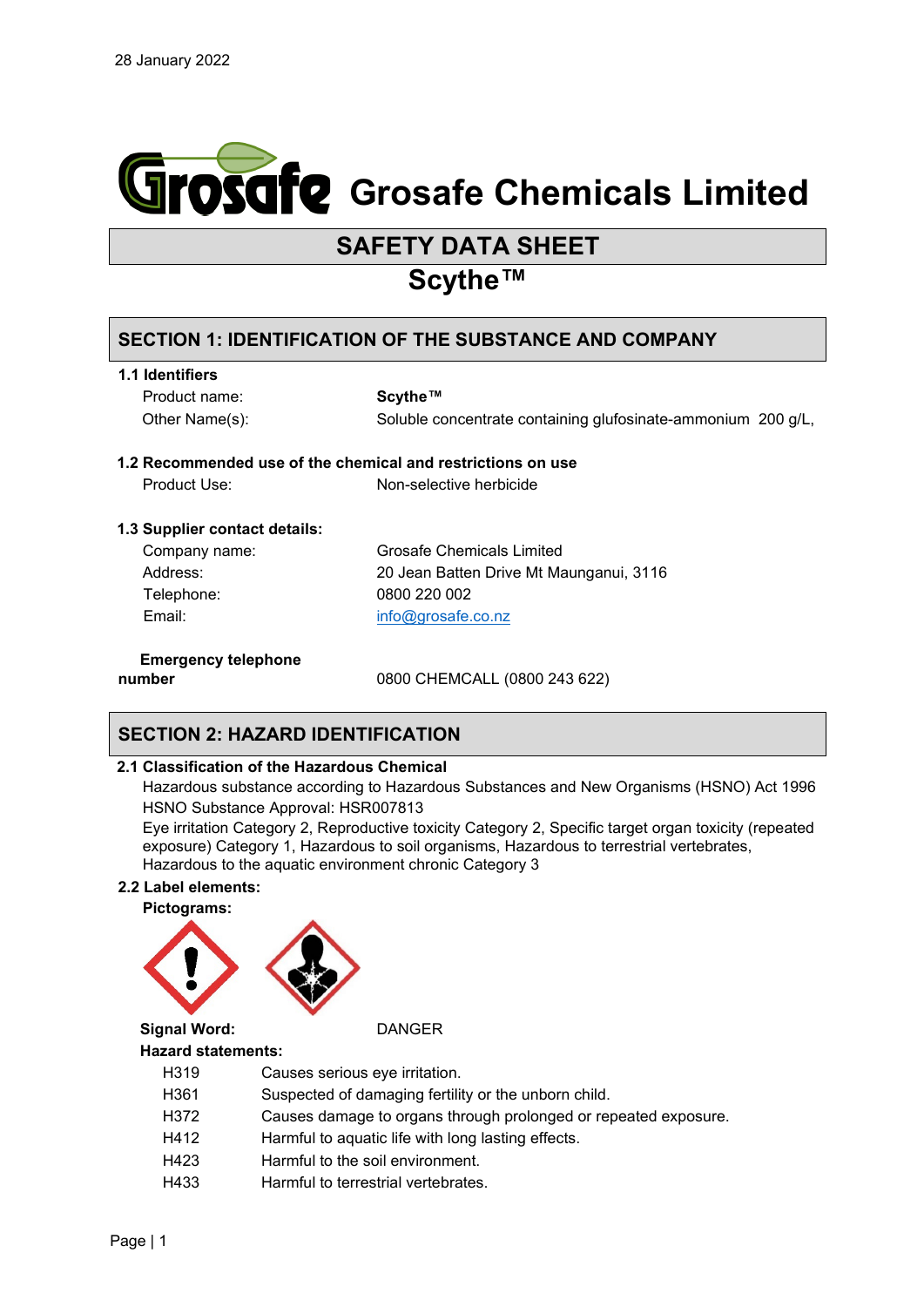28 January 2022

# Grosafe Chemicals Limited

## SAFETY DATA SHEET

## Scythe™

## SECTION 1: IDENTIFICATION OF THE SUBSTANCE AND COMPANY

### 1.1 Identifiers

| | |
|---|---|
| Product name: | **Scythe™** |
| Other Name(s): | Soluble concentrate containing glufosinate-ammonium 200 g/L, |

### 1.2 Recommended use of the chemical and restrictions on use

| | |
|---|---|
| Product Use: | Non-selective herbicide |

### 1.3 Supplier contact details:

| | |
|---|---|
| Company name: | Grosafe Chemicals Limited |
| Address: | 20 Jean Batten Drive Mt Maunganui, 3116 |
| Telephone: | 0800 220 002 |
| Email: | info@grosafe.co.nz |

**Emergency telephone number** 0800 CHEMCALL (0800 243 622)

## SECTION 2: HAZARD IDENTIFICATION

### 2.1 Classification of the Hazardous Chemical

Hazardous substance according to Hazardous Substances and New Organisms (HSNO) Act 1996

HSNO Substance Approval: HSR007813

Eye irritation Category 2, Reproductive toxicity Category 2, Specific target organ toxicity (repeated exposure) Category 1, Hazardous to soil organisms, Hazardous to terrestrial vertebrates, Hazardous to the aquatic environment chronic Category 3

### 2.2 Label elements:

**Pictograms:**

**Signal Word:** DANGER

**Hazard statements:**

| | |
|---|---|
| H319 | Causes serious eye irritation. |
| H361 | Suspected of damaging fertility or the unborn child. |
| H372 | Causes damage to organs through prolonged or repeated exposure. |
| H412 | Harmful to aquatic life with long lasting effects. |
| H423 | Harmful to the soil environment. |
| H433 | Harmful to terrestrial vertebrates. |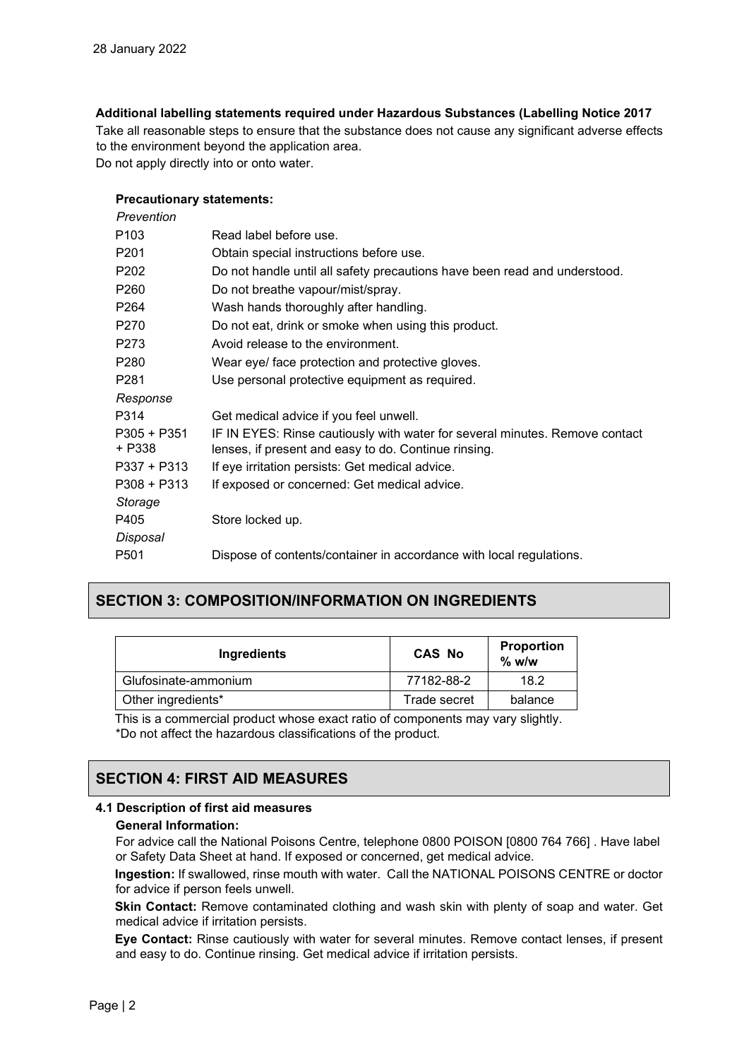28 January 2022

**Additional labelling statements required under Hazardous Substances (Labelling Notice 2017**

Take all reasonable steps to ensure that the substance does not cause any significant adverse effects to the environment beyond the application area.

Do not apply directly into or onto water.

**Precautionary statements:**

*Prevention*

| | |
|---|---|
| P103 | Read label before use. |
| P201 | Obtain special instructions before use. |
| P202 | Do not handle until all safety precautions have been read and understood. |
| P260 | Do not breathe vapour/mist/spray. |
| P264 | Wash hands thoroughly after handling. |
| P270 | Do not eat, drink or smoke when using this product. |
| P273 | Avoid release to the environment. |
| P280 | Wear eye/ face protection and protective gloves. |
| P281 | Use personal protective equipment as required. |

*Response*

| | |
|---|---|
| P314 | Get medical advice if you feel unwell. |
| P305 + P351 + P338 | IF IN EYES: Rinse cautiously with water for several minutes. Remove contact lenses, if present and easy to do. Continue rinsing. |
| P337 + P313 | If eye irritation persists: Get medical advice. |
| P308 + P313 | If exposed or concerned: Get medical advice. |

*Storage*

| | |
|---|---|
| P405 | Store locked up. |

*Disposal*

| | |
|---|---|
| P501 | Dispose of contents/container in accordance with local regulations. |

## SECTION 3: COMPOSITION/INFORMATION ON INGREDIENTS

| Ingredients | CAS No | Proportion % w/w |
|---|---|---|
| Glufosinate-ammonium | 77182-88-2 | 18.2 |
| Other ingredients* | Trade secret | balance |

This is a commercial product whose exact ratio of components may vary slightly.
*Do not affect the hazardous classifications of the product.

## SECTION 4: FIRST AID MEASURES

### 4.1 Description of first aid measures

**General Information:**

For advice call the National Poisons Centre, telephone 0800 POISON [0800 764 766] . Have label or Safety Data Sheet at hand. If exposed or concerned, get medical advice.

**Ingestion:** If swallowed, rinse mouth with water. Call the NATIONAL POISONS CENTRE or doctor for advice if person feels unwell.

**Skin Contact:** Remove contaminated clothing and wash skin with plenty of soap and water. Get medical advice if irritation persists.

**Eye Contact:** Rinse cautiously with water for several minutes. Remove contact lenses, if present and easy to do. Continue rinsing. Get medical advice if irritation persists.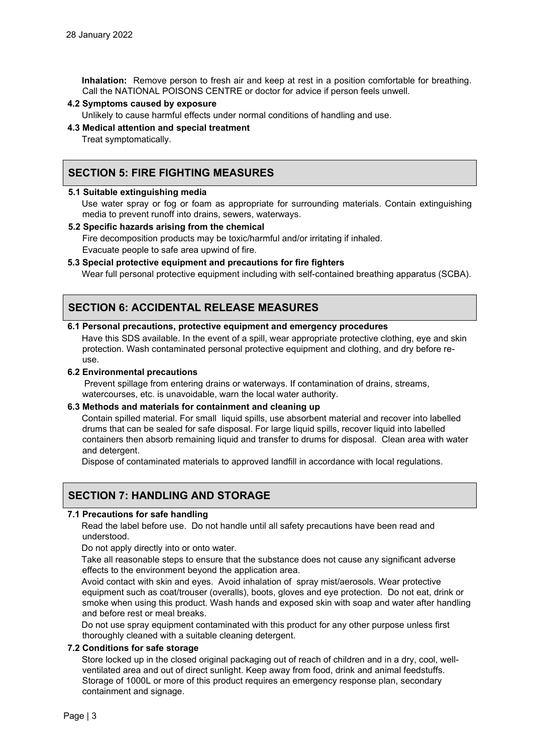**Inhalation:** Remove person to fresh air and keep at rest in a position comfortable for breathing. Call the NATIONAL POISONS CENTRE or doctor for advice if person feels unwell.

**4.2 Symptoms caused by exposure**

Unlikely to cause harmful effects under normal conditions of handling and use.

**4.3 Medical attention and special treatment**

Treat symptomatically.

## SECTION 5: FIRE FIGHTING MEASURES

**5.1 Suitable extinguishing media**

Use water spray or fog or foam as appropriate for surrounding materials. Contain extinguishing media to prevent runoff into drains, sewers, waterways.

**5.2 Specific hazards arising from the chemical**

Fire decomposition products may be toxic/harmful and/or irritating if inhaled.
Evacuate people to safe area upwind of fire.

**5.3 Special protective equipment and precautions for fire fighters**

Wear full personal protective equipment including with self-contained breathing apparatus (SCBA).

## SECTION 6: ACCIDENTAL RELEASE MEASURES

**6.1 Personal precautions, protective equipment and emergency procedures**

Have this SDS available. In the event of a spill, wear appropriate protective clothing, eye and skin protection. Wash contaminated personal protective equipment and clothing, and dry before re-use.

**6.2 Environmental precautions**

Prevent spillage from entering drains or waterways. If contamination of drains, streams, watercourses, etc. is unavoidable, warn the local water authority.

**6.3 Methods and materials for containment and cleaning up**

Contain spilled material. For small liquid spills, use absorbent material and recover into labelled drums that can be sealed for safe disposal. For large liquid spills, recover liquid into labelled containers then absorb remaining liquid and transfer to drums for disposal. Clean area with water and detergent.

Dispose of contaminated materials to approved landfill in accordance with local regulations.

## SECTION 7: HANDLING AND STORAGE

**7.1 Precautions for safe handling**

Read the label before use. Do not handle until all safety precautions have been read and understood.

Do not apply directly into or onto water.

Take all reasonable steps to ensure that the substance does not cause any significant adverse effects to the environment beyond the application area.

Avoid contact with skin and eyes. Avoid inhalation of spray mist/aerosols. Wear protective equipment such as coat/trouser (overalls), boots, gloves and eye protection. Do not eat, drink or smoke when using this product. Wash hands and exposed skin with soap and water after handling and before rest or meal breaks.

Do not use spray equipment contaminated with this product for any other purpose unless first thoroughly cleaned with a suitable cleaning detergent.

**7.2 Conditions for safe storage**

Store locked up in the closed original packaging out of reach of children and in a dry, cool, well-ventilated area and out of direct sunlight. Keep away from food, drink and animal feedstuffs. Storage of 1000L or more of this product requires an emergency response plan, secondary containment and signage.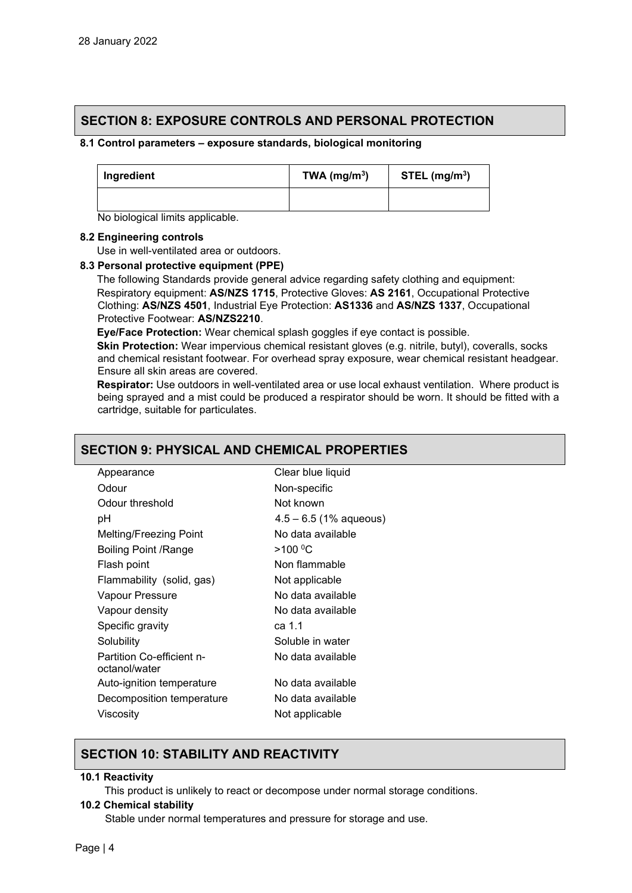28 January 2022

## SECTION 8: EXPOSURE CONTROLS AND PERSONAL PROTECTION

**8.1 Control parameters – exposure standards, biological monitoring**

| Ingredient | TWA (mg/m$^3$) | STEL (mg/m$^3$) |
|---|---|---|
| | | |

No biological limits applicable.

**8.2 Engineering controls**

Use in well-ventilated area or outdoors.

**8.3 Personal protective equipment (PPE)**

The following Standards provide general advice regarding safety clothing and equipment: Respiratory equipment: **AS/NZS 1715**, Protective Gloves: **AS 2161**, Occupational Protective Clothing: **AS/NZS 4501**, Industrial Eye Protection: **AS1336** and **AS/NZS 1337**, Occupational Protective Footwear: **AS/NZS2210**.

**Eye/Face Protection:** Wear chemical splash goggles if eye contact is possible.

**Skin Protection:** Wear impervious chemical resistant gloves (e.g. nitrile, butyl), coveralls, socks and chemical resistant footwear. For overhead spray exposure, wear chemical resistant headgear. Ensure all skin areas are covered.

**Respirator:** Use outdoors in well-ventilated area or use local exhaust ventilation. Where product is being sprayed and a mist could be produced a respirator should be worn. It should be fitted with a cartridge, suitable for particulates.

## SECTION 9: PHYSICAL AND CHEMICAL PROPERTIES

| | |
|---|---|
| Appearance | Clear blue liquid |
| Odour | Non-specific |
| Odour threshold | Not known |
| pH | 4.5 – 6.5 (1% aqueous) |
| Melting/Freezing Point | No data available |
| Boiling Point /Range | >100 $^0$C |
| Flash point | Non flammable |
| Flammability (solid, gas) | Not applicable |
| Vapour Pressure | No data available |
| Vapour density | No data available |
| Specific gravity | ca 1.1 |
| Solubility | Soluble in water |
| Partition Co-efficient n-octanol/water | No data available |
| Auto-ignition temperature | No data available |
| Decomposition temperature | No data available |
| Viscosity | Not applicable |

## SECTION 10: STABILITY AND REACTIVITY

**10.1 Reactivity**

This product is unlikely to react or decompose under normal storage conditions.

**10.2 Chemical stability**

Stable under normal temperatures and pressure for storage and use.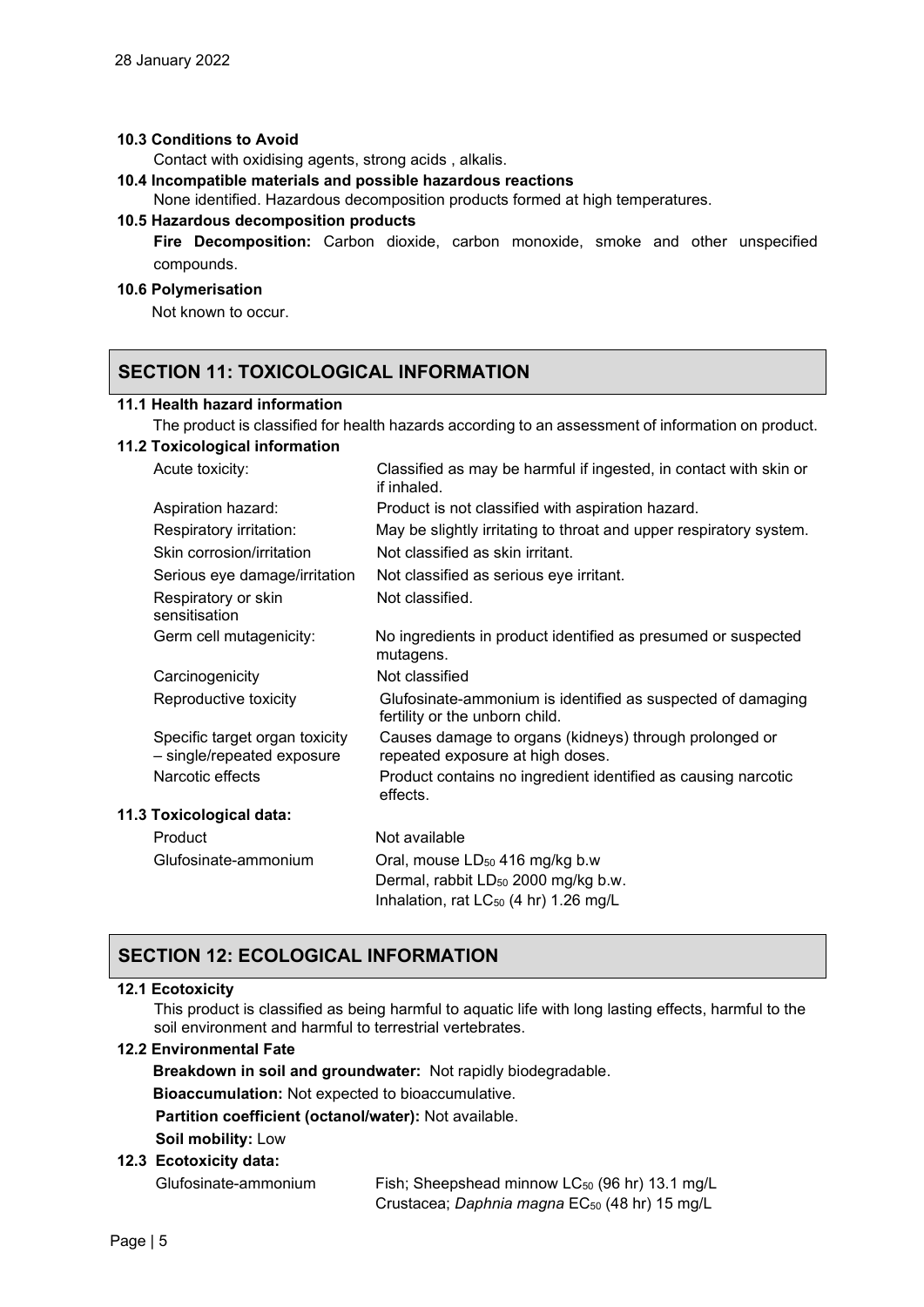**10.3 Conditions to Avoid**

Contact with oxidising agents, strong acids , alkalis.

**10.4 Incompatible materials and possible hazardous reactions**

None identified. Hazardous decomposition products formed at high temperatures.

**10.5 Hazardous decomposition products**

**Fire Decomposition:** Carbon dioxide, carbon monoxide, smoke and other unspecified compounds.

**10.6 Polymerisation**

Not known to occur.

## SECTION 11: TOXICOLOGICAL INFORMATION

**11.1 Health hazard information**

The product is classified for health hazards according to an assessment of information on product.

**11.2 Toxicological information**

| | |
|---|---|
| Acute toxicity: | Classified as may be harmful if ingested, in contact with skin or if inhaled. |
| Aspiration hazard: | Product is not classified with aspiration hazard. |
| Respiratory irritation: | May be slightly irritating to throat and upper respiratory system. |
| Skin corrosion/irritation | Not classified as skin irritant. |
| Serious eye damage/irritation | Not classified as serious eye irritant. |
| Respiratory or skin sensitisation | Not classified. |
| Germ cell mutagenicity: | No ingredients in product identified as presumed or suspected mutagens. |
| Carcinogenicity | Not classified |
| Reproductive toxicity | Glufosinate-ammonium is identified as suspected of damaging fertility or the unborn child. |
| Specific target organ toxicity – single/repeated exposure | Causes damage to organs (kidneys) through prolonged or repeated exposure at high doses. |
| Narcotic effects | Product contains no ingredient identified as causing narcotic effects. |

**11.3 Toxicological data:**

| | |
|---|---|
| Product | Not available |
| Glufosinate-ammonium | Oral, mouse $LD_{50}$ 416 mg/kg b.w<br>Dermal, rabbit $LD_{50}$ 2000 mg/kg b.w.<br>Inhalation, rat $LC_{50}$ (4 hr) 1.26 mg/L |

## SECTION 12: ECOLOGICAL INFORMATION

**12.1 Ecotoxicity**

This product is classified as being harmful to aquatic life with long lasting effects, harmful to the soil environment and harmful to terrestrial vertebrates.

**12.2 Environmental Fate**

**Breakdown in soil and groundwater:** Not rapidly biodegradable.

**Bioaccumulation:** Not expected to bioaccumulative.

**Partition coefficient (octanol/water):** Not available.

**Soil mobility:** Low

**12.3 Ecotoxicity data:**

| | |
|---|---|
| Glufosinate-ammonium | Fish; Sheepshead minnow $LC_{50}$ (96 hr) 13.1 mg/L<br>Crustacea; *Daphnia magna* $EC_{50}$ (48 hr) 15 mg/L |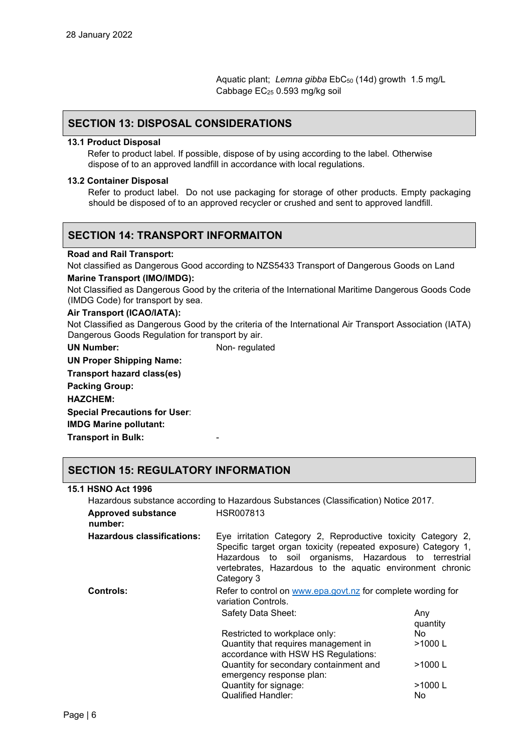Aquatic plant; *Lemna gibba* $EbC_{50}$ (14d) growth 1.5 mg/L
Cabbage $EC_{25}$ 0.593 mg/kg soil

## SECTION 13: DISPOSAL CONSIDERATIONS

**13.1 Product Disposal**

Refer to product label. If possible, dispose of by using according to the label. Otherwise dispose of to an approved landfill in accordance with local regulations.

**13.2 Container Disposal**

Refer to product label. Do not use packaging for storage of other products. Empty packaging should be disposed of to an approved recycler or crushed and sent to approved landfill.

## SECTION 14: TRANSPORT INFORMAITON

**Road and Rail Transport:**

Not classified as Dangerous Good according to NZS5433 Transport of Dangerous Goods on Land

**Marine Transport (IMO/IMDG):**

Not Classified as Dangerous Good by the criteria of the International Maritime Dangerous Goods Code (IMDG Code) for transport by sea.

**Air Transport (ICAO/IATA):**

Not Classified as Dangerous Good by the criteria of the International Air Transport Association (IATA) Dangerous Goods Regulation for transport by air.

| | |
|---|---|
| **UN Number:** | Non- regulated |
| **UN Proper Shipping Name:** | |
| **Transport hazard class(es)** | |
| **Packing Group:** | |
| **HAZCHEM:** | |
| **Special Precautions for User**: | |
| **IMDG Marine pollutant:** | |
| **Transport in Bulk:** | - |

## SECTION 15: REGULATORY INFORMATION

**15.1 HSNO Act 1996**

Hazardous substance according to Hazardous Substances (Classification) Notice 2017.

| | |
|---|---|
| **Approved substance number:** | HSR007813 |
| **Hazardous classifications:** | Eye irritation Category 2, Reproductive toxicity Category 2, Specific target organ toxicity (repeated exposure) Category 1, Hazardous to soil organisms, Hazardous to terrestrial vertebrates, Hazardous to the aquatic environment chronic Category 3 |
| **Controls:** | Refer to control on www.epa.govt.nz for complete wording for variation Controls. |

| | |
|---|---|
| Safety Data Sheet: | Any quantity |
| Restricted to workplace only: | No |
| Quantity that requires management in accordance with HSW HS Regulations: | >1000 L |
| Quantity for secondary containment and emergency response plan: | >1000 L |
| Quantity for signage: | >1000 L |
| Qualified Handler: | No |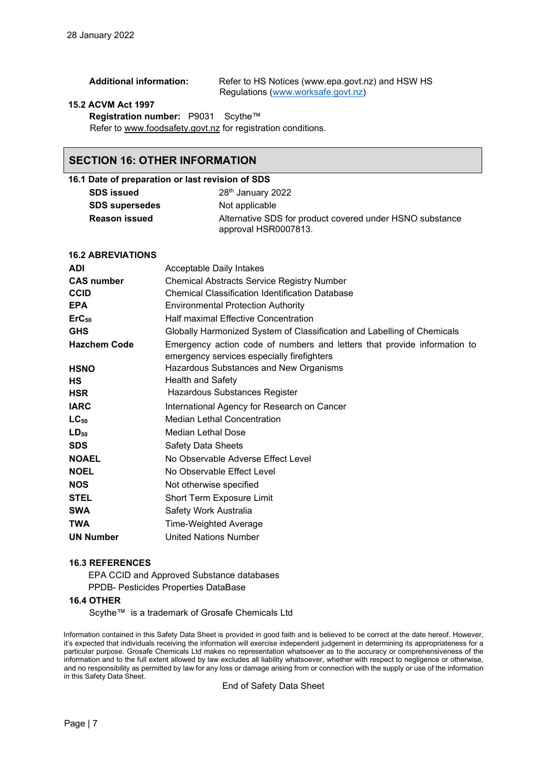**Additional information:** Refer to HS Notices (www.epa.govt.nz) and HSW HS Regulations (www.worksafe.govt.nz)

**15.2 ACVM Act 1997**

**Registration number:** P9031 Scythe™

Refer to www.foodsafety.govt.nz for registration conditions.

## SECTION 16: OTHER INFORMATION

**16.1 Date of preparation or last revision of SDS**

| | |
|---|---|
| **SDS issued** | 28th January 2022 |
| **SDS supersedes** | Not applicable |
| **Reason issued** | Alternative SDS for product covered under HSNO substance approval HSR0007813. |

**16.2 ABREVIATIONS**

| | |
|---|---|
| **ADI** | Acceptable Daily Intakes |
| **CAS number** | Chemical Abstracts Service Registry Number |
| **CCID** | Chemical Classification Identification Database |
| **EPA** | Environmental Protection Authority |
| **$ErC_{50}$** | Half maximal Effective Concentration |
| **GHS** | Globally Harmonized System of Classification and Labelling of Chemicals |
| **Hazchem Code** | Emergency action code of numbers and letters that provide information to emergency services especially firefighters |
| **HSNO** | Hazardous Substances and New Organisms |
| **HS** | Health and Safety |
| **HSR** | Hazardous Substances Register |
| **IARC** | International Agency for Research on Cancer |
| **$LC_{50}$** | Median Lethal Concentration |
| **$LD_{50}$** | Median Lethal Dose |
| **SDS** | Safety Data Sheets |
| **NOAEL** | No Observable Adverse Effect Level |
| **NOEL** | No Observable Effect Level |
| **NOS** | Not otherwise specified |
| **STEL** | Short Term Exposure Limit |
| **SWA** | Safety Work Australia |
| **TWA** | Time-Weighted Average |
| **UN Number** | United Nations Number |

**16.3 REFERENCES**

EPA CCID and Approved Substance databases

PPDB- Pesticides Properties DataBase

**16.4 OTHER**

Scythe™ is a trademark of Grosafe Chemicals Ltd

Information contained in this Safety Data Sheet is provided in good faith and is believed to be correct at the date hereof. However, it's expected that individuals receiving the information will exercise independent judgement in determining its appropriateness for a particular purpose. Grosafe Chemicals Ltd makes no representation whatsoever as to the accuracy or comprehensiveness of the information and to the full extent allowed by law excludes all liability whatsoever, whether with respect to negligence or otherwise, and no responsibility as permitted by law for any loss or damage arising from or connection with the supply or use of the information in this Safety Data Sheet.

End of Safety Data Sheet